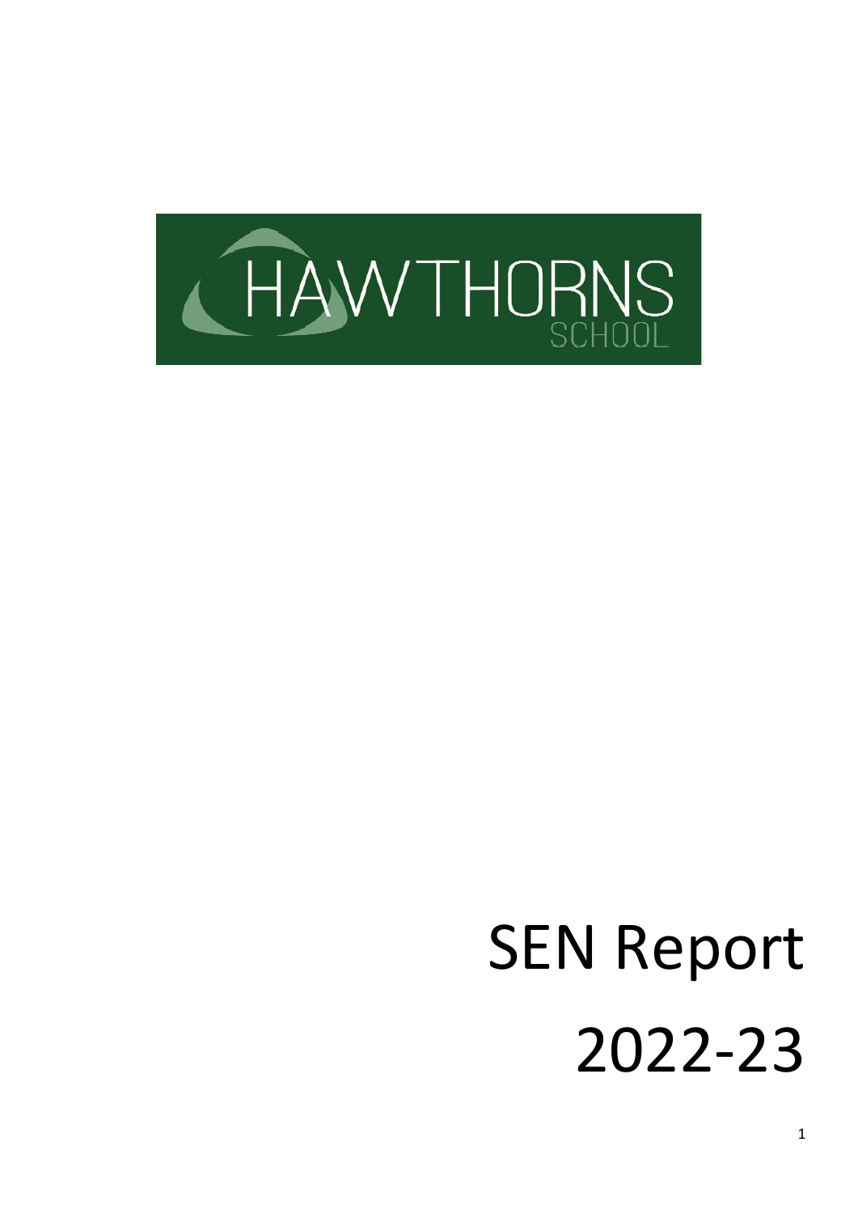HAWTHORNS SCHOOL

# SEN Report 2022-23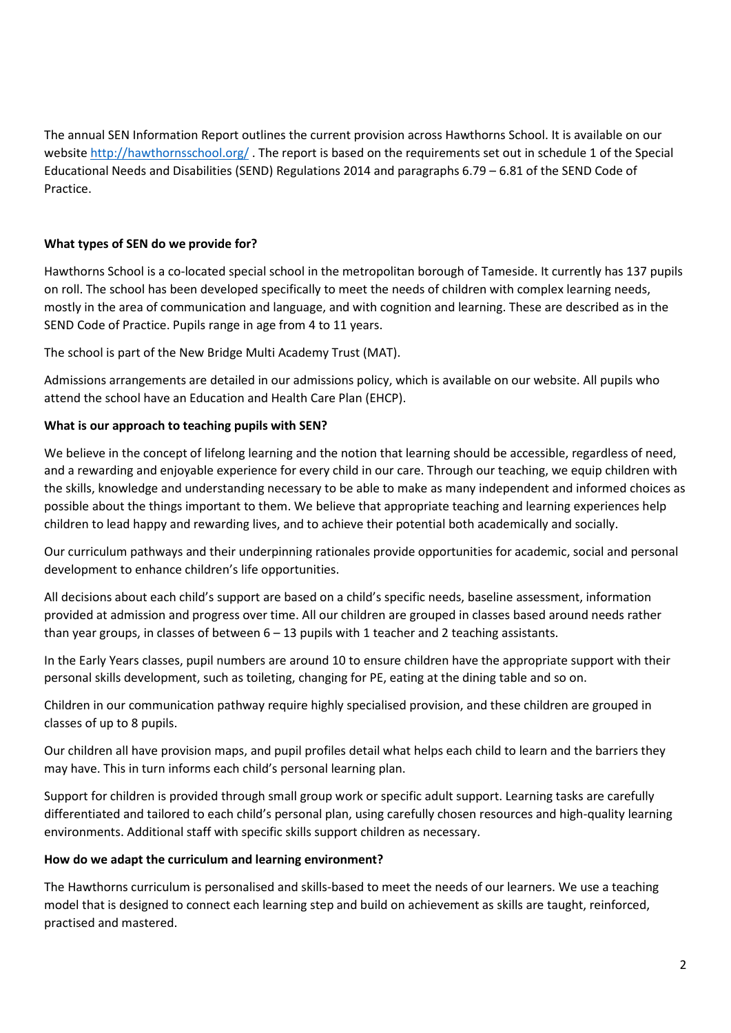The annual SEN Information Report outlines the current provision across Hawthorns School. It is available on our website [http://hawthornsschool.org/](http://hawthornsschool.org/) . The report is based on the requirements set out in schedule 1 of the Special Educational Needs and Disabilities (SEND) Regulations 2014 and paragraphs 6.79 – 6.81 of the SEND Code of Practice.

**What types of SEN do we provide for?**

Hawthorns School is a co-located special school in the metropolitan borough of Tameside. It currently has 137 pupils on roll. The school has been developed specifically to meet the needs of children with complex learning needs, mostly in the area of communication and language, and with cognition and learning. These are described as in the SEND Code of Practice. Pupils range in age from 4 to 11 years.

The school is part of the New Bridge Multi Academy Trust (MAT).

Admissions arrangements are detailed in our admissions policy, which is available on our website. All pupils who attend the school have an Education and Health Care Plan (EHCP).

**What is our approach to teaching pupils with SEN?**

We believe in the concept of lifelong learning and the notion that learning should be accessible, regardless of need, and a rewarding and enjoyable experience for every child in our care. Through our teaching, we equip children with the skills, knowledge and understanding necessary to be able to make as many independent and informed choices as possible about the things important to them. We believe that appropriate teaching and learning experiences help children to lead happy and rewarding lives, and to achieve their potential both academically and socially.

Our curriculum pathways and their underpinning rationales provide opportunities for academic, social and personal development to enhance children's life opportunities.

All decisions about each child's support are based on a child's specific needs, baseline assessment, information provided at admission and progress over time. All our children are grouped in classes based around needs rather than year groups, in classes of between 6 – 13 pupils with 1 teacher and 2 teaching assistants.

In the Early Years classes, pupil numbers are around 10 to ensure children have the appropriate support with their personal skills development, such as toileting, changing for PE, eating at the dining table and so on.

Children in our communication pathway require highly specialised provision, and these children are grouped in classes of up to 8 pupils.

Our children all have provision maps, and pupil profiles detail what helps each child to learn and the barriers they may have. This in turn informs each child's personal learning plan.

Support for children is provided through small group work or specific adult support. Learning tasks are carefully differentiated and tailored to each child's personal plan, using carefully chosen resources and high-quality learning environments. Additional staff with specific skills support children as necessary.

**How do we adapt the curriculum and learning environment?**

The Hawthorns curriculum is personalised and skills-based to meet the needs of our learners. We use a teaching model that is designed to connect each learning step and build on achievement as skills are taught, reinforced, practised and mastered.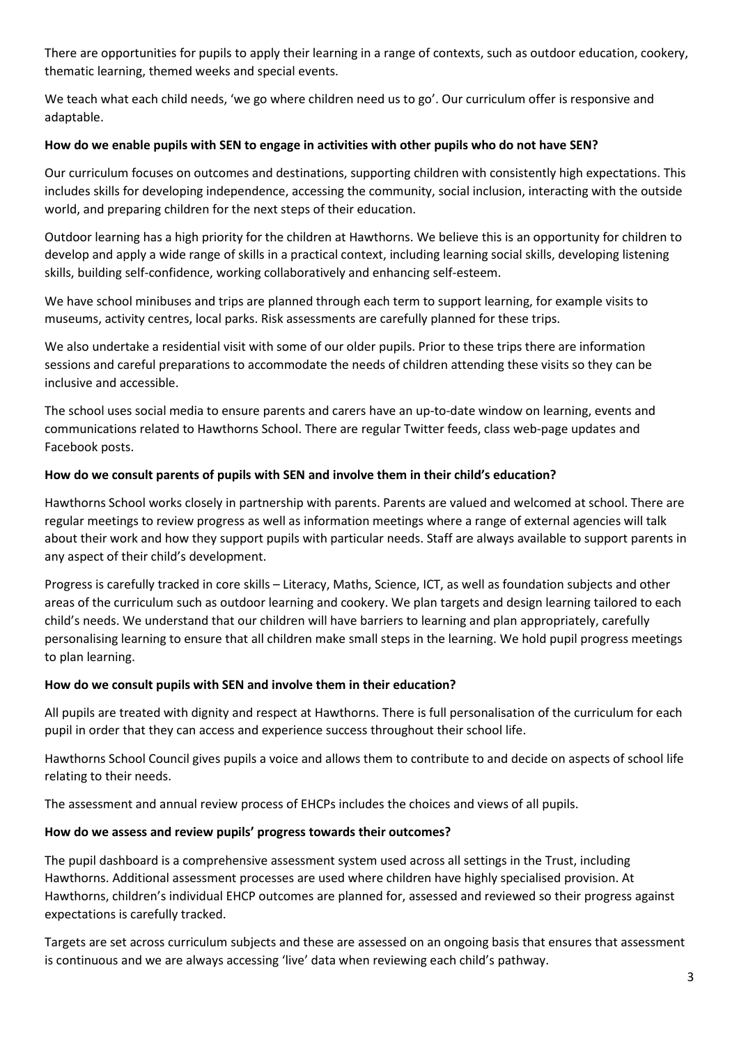There are opportunities for pupils to apply their learning in a range of contexts, such as outdoor education, cookery, thematic learning, themed weeks and special events.

We teach what each child needs, 'we go where children need us to go'. Our curriculum offer is responsive and adaptable.

**How do we enable pupils with SEN to engage in activities with other pupils who do not have SEN?**

Our curriculum focuses on outcomes and destinations, supporting children with consistently high expectations. This includes skills for developing independence, accessing the community, social inclusion, interacting with the outside world, and preparing children for the next steps of their education.

Outdoor learning has a high priority for the children at Hawthorns. We believe this is an opportunity for children to develop and apply a wide range of skills in a practical context, including learning social skills, developing listening skills, building self-confidence, working collaboratively and enhancing self-esteem.

We have school minibuses and trips are planned through each term to support learning, for example visits to museums, activity centres, local parks. Risk assessments are carefully planned for these trips.

We also undertake a residential visit with some of our older pupils. Prior to these trips there are information sessions and careful preparations to accommodate the needs of children attending these visits so they can be inclusive and accessible.

The school uses social media to ensure parents and carers have an up-to-date window on learning, events and communications related to Hawthorns School. There are regular Twitter feeds, class web-page updates and Facebook posts.

**How do we consult parents of pupils with SEN and involve them in their child's education?**

Hawthorns School works closely in partnership with parents. Parents are valued and welcomed at school. There are regular meetings to review progress as well as information meetings where a range of external agencies will talk about their work and how they support pupils with particular needs. Staff are always available to support parents in any aspect of their child's development.

Progress is carefully tracked in core skills – Literacy, Maths, Science, ICT, as well as foundation subjects and other areas of the curriculum such as outdoor learning and cookery. We plan targets and design learning tailored to each child's needs. We understand that our children will have barriers to learning and plan appropriately, carefully personalising learning to ensure that all children make small steps in the learning. We hold pupil progress meetings to plan learning.

**How do we consult pupils with SEN and involve them in their education?**

All pupils are treated with dignity and respect at Hawthorns. There is full personalisation of the curriculum for each pupil in order that they can access and experience success throughout their school life.

Hawthorns School Council gives pupils a voice and allows them to contribute to and decide on aspects of school life relating to their needs.

The assessment and annual review process of EHCPs includes the choices and views of all pupils.

**How do we assess and review pupils' progress towards their outcomes?**

The pupil dashboard is a comprehensive assessment system used across all settings in the Trust, including Hawthorns. Additional assessment processes are used where children have highly specialised provision. At Hawthorns, children's individual EHCP outcomes are planned for, assessed and reviewed so their progress against expectations is carefully tracked.

Targets are set across curriculum subjects and these are assessed on an ongoing basis that ensures that assessment is continuous and we are always accessing 'live' data when reviewing each child's pathway.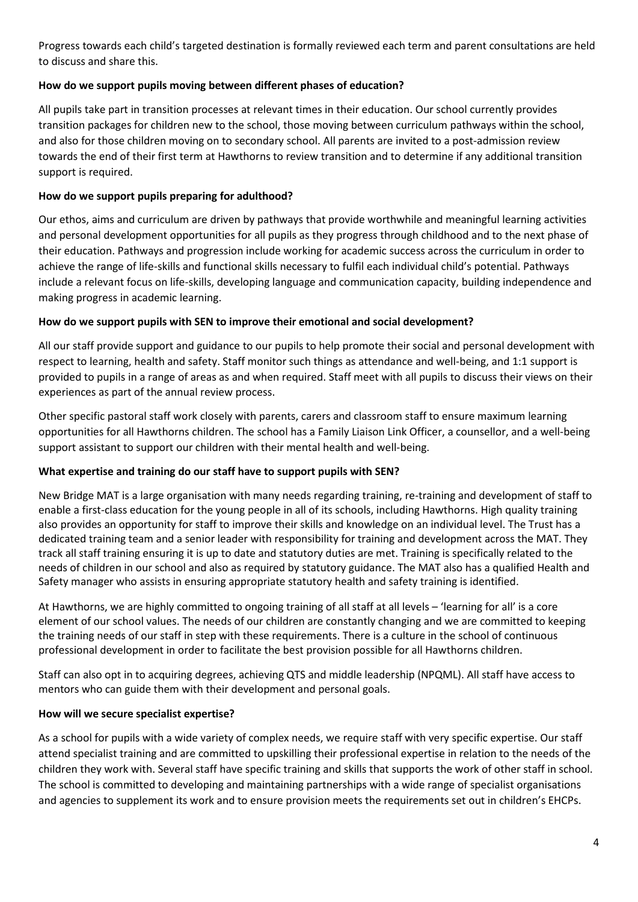Progress towards each child's targeted destination is formally reviewed each term and parent consultations are held to discuss and share this.

**How do we support pupils moving between different phases of education?**

All pupils take part in transition processes at relevant times in their education. Our school currently provides transition packages for children new to the school, those moving between curriculum pathways within the school, and also for those children moving on to secondary school. All parents are invited to a post-admission review towards the end of their first term at Hawthorns to review transition and to determine if any additional transition support is required.

**How do we support pupils preparing for adulthood?**

Our ethos, aims and curriculum are driven by pathways that provide worthwhile and meaningful learning activities and personal development opportunities for all pupils as they progress through childhood and to the next phase of their education. Pathways and progression include working for academic success across the curriculum in order to achieve the range of life-skills and functional skills necessary to fulfil each individual child's potential. Pathways include a relevant focus on life-skills, developing language and communication capacity, building independence and making progress in academic learning.

**How do we support pupils with SEN to improve their emotional and social development?**

All our staff provide support and guidance to our pupils to help promote their social and personal development with respect to learning, health and safety. Staff monitor such things as attendance and well-being, and 1:1 support is provided to pupils in a range of areas as and when required. Staff meet with all pupils to discuss their views on their experiences as part of the annual review process.

Other specific pastoral staff work closely with parents, carers and classroom staff to ensure maximum learning opportunities for all Hawthorns children. The school has a Family Liaison Link Officer, a counsellor, and a well-being support assistant to support our children with their mental health and well-being.

**What expertise and training do our staff have to support pupils with SEN?**

New Bridge MAT is a large organisation with many needs regarding training, re-training and development of staff to enable a first-class education for the young people in all of its schools, including Hawthorns. High quality training also provides an opportunity for staff to improve their skills and knowledge on an individual level. The Trust has a dedicated training team and a senior leader with responsibility for training and development across the MAT. They track all staff training ensuring it is up to date and statutory duties are met. Training is specifically related to the needs of children in our school and also as required by statutory guidance. The MAT also has a qualified Health and Safety manager who assists in ensuring appropriate statutory health and safety training is identified.

At Hawthorns, we are highly committed to ongoing training of all staff at all levels – 'learning for all' is a core element of our school values. The needs of our children are constantly changing and we are committed to keeping the training needs of our staff in step with these requirements. There is a culture in the school of continuous professional development in order to facilitate the best provision possible for all Hawthorns children.

Staff can also opt in to acquiring degrees, achieving QTS and middle leadership (NPQML). All staff have access to mentors who can guide them with their development and personal goals.

**How will we secure specialist expertise?**

As a school for pupils with a wide variety of complex needs, we require staff with very specific expertise. Our staff attend specialist training and are committed to upskilling their professional expertise in relation to the needs of the children they work with. Several staff have specific training and skills that supports the work of other staff in school. The school is committed to developing and maintaining partnerships with a wide range of specialist organisations and agencies to supplement its work and to ensure provision meets the requirements set out in children's EHCPs.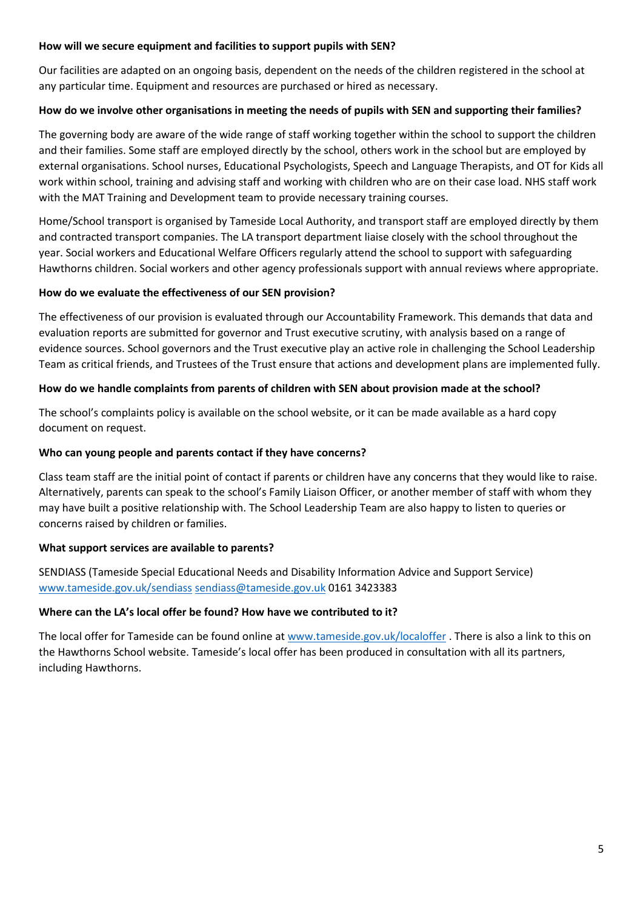**How will we secure equipment and facilities to support pupils with SEN?**

Our facilities are adapted on an ongoing basis, dependent on the needs of the children registered in the school at any particular time. Equipment and resources are purchased or hired as necessary.

**How do we involve other organisations in meeting the needs of pupils with SEN and supporting their families?**

The governing body are aware of the wide range of staff working together within the school to support the children and their families. Some staff are employed directly by the school, others work in the school but are employed by external organisations. School nurses, Educational Psychologists, Speech and Language Therapists, and OT for Kids all work within school, training and advising staff and working with children who are on their case load. NHS staff work with the MAT Training and Development team to provide necessary training courses.

Home/School transport is organised by Tameside Local Authority, and transport staff are employed directly by them and contracted transport companies. The LA transport department liaise closely with the school throughout the year. Social workers and Educational Welfare Officers regularly attend the school to support with safeguarding Hawthorns children. Social workers and other agency professionals support with annual reviews where appropriate.

**How do we evaluate the effectiveness of our SEN provision?**

The effectiveness of our provision is evaluated through our Accountability Framework. This demands that data and evaluation reports are submitted for governor and Trust executive scrutiny, with analysis based on a range of evidence sources. School governors and the Trust executive play an active role in challenging the School Leadership Team as critical friends, and Trustees of the Trust ensure that actions and development plans are implemented fully.

**How do we handle complaints from parents of children with SEN about provision made at the school?**

The school's complaints policy is available on the school website, or it can be made available as a hard copy document on request.

**Who can young people and parents contact if they have concerns?**

Class team staff are the initial point of contact if parents or children have any concerns that they would like to raise. Alternatively, parents can speak to the school's Family Liaison Officer, or another member of staff with whom they may have built a positive relationship with. The School Leadership Team are also happy to listen to queries or concerns raised by children or families.

**What support services are available to parents?**

SENDIASS (Tameside Special Educational Needs and Disability Information Advice and Support Service) www.tameside.gov.uk/sendiass sendiass@tameside.gov.uk 0161 3423383

**Where can the LA's local offer be found? How have we contributed to it?**

The local offer for Tameside can be found online at www.tameside.gov.uk/localoffer . There is also a link to this on the Hawthorns School website. Tameside's local offer has been produced in consultation with all its partners, including Hawthorns.